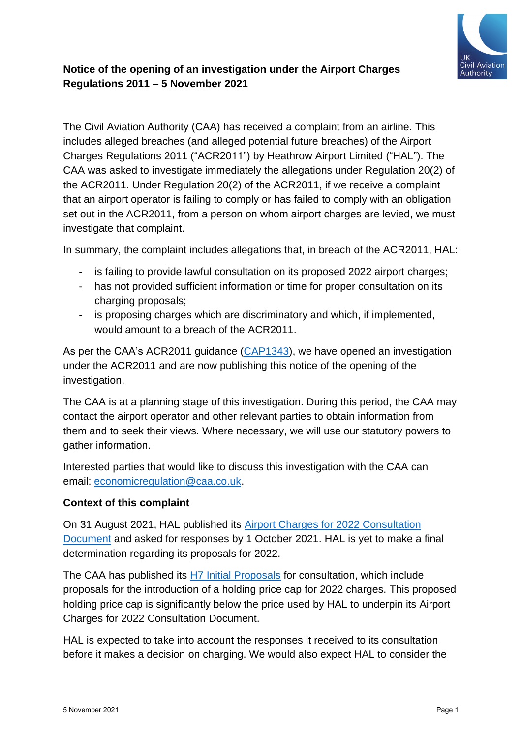**Notice of the opening of an investigation under the Airport Charges Regulations 2011 – 5 November 2021**

The Civil Aviation Authority (CAA) has received a complaint from an airline. This includes alleged breaches (and alleged potential future breaches) of the Airport Charges Regulations 2011 ("ACR2011") by Heathrow Airport Limited ("HAL"). The CAA was asked to investigate immediately the allegations under Regulation 20(2) of the ACR2011. Under Regulation 20(2) of the ACR2011, if we receive a complaint that an airport operator is failing to comply or has failed to comply with an obligation set out in the ACR2011, from a person on whom airport charges are levied, we must investigate that complaint.

In summary, the complaint includes allegations that, in breach of the ACR2011, HAL:

- is failing to provide lawful consultation on its proposed 2022 airport charges;
- has not provided sufficient information or time for proper consultation on its charging proposals;
- is proposing charges which are discriminatory and which, if implemented, would amount to a breach of the ACR2011.

As per the CAA's ACR2011 guidance (CAP1343), we have opened an investigation under the ACR2011 and are now publishing this notice of the opening of the investigation.

The CAA is at a planning stage of this investigation. During this period, the CAA may contact the airport operator and other relevant parties to obtain information from them and to seek their views. Where necessary, we will use our statutory powers to gather information.

Interested parties that would like to discuss this investigation with the CAA can email: economicregulation@caa.co.uk.

**Context of this complaint**

On 31 August 2021, HAL published its Airport Charges for 2022 Consultation Document and asked for responses by 1 October 2021. HAL is yet to make a final determination regarding its proposals for 2022.

The CAA has published its H7 Initial Proposals for consultation, which include proposals for the introduction of a holding price cap for 2022 charges. This proposed holding price cap is significantly below the price used by HAL to underpin its Airport Charges for 2022 Consultation Document.

HAL is expected to take into account the responses it received to its consultation before it makes a decision on charging. We would also expect HAL to consider the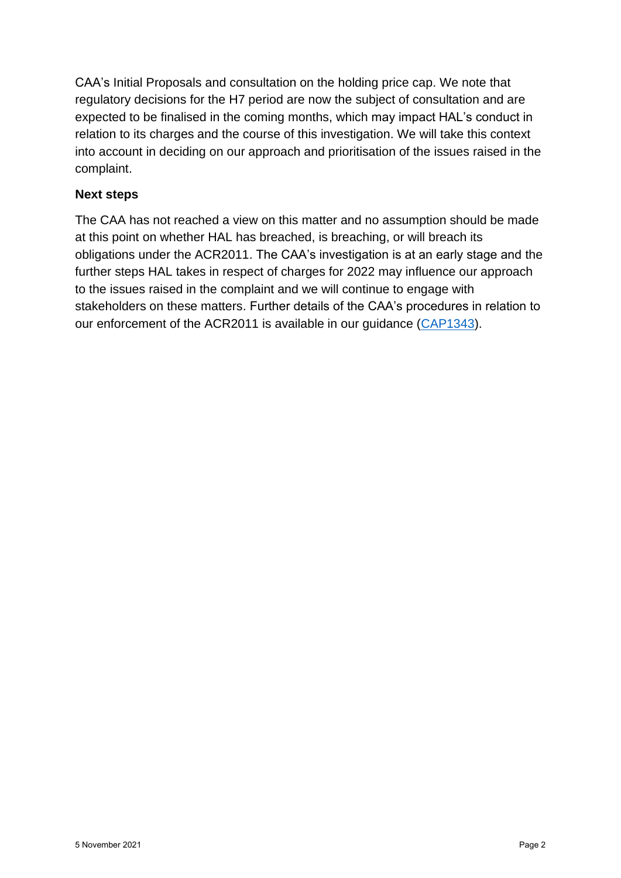CAA's Initial Proposals and consultation on the holding price cap. We note that regulatory decisions for the H7 period are now the subject of consultation and are expected to be finalised in the coming months, which may impact HAL's conduct in relation to its charges and the course of this investigation. We will take this context into account in deciding on our approach and prioritisation of the issues raised in the complaint.

**Next steps**

The CAA has not reached a view on this matter and no assumption should be made at this point on whether HAL has breached, is breaching, or will breach its obligations under the ACR2011. The CAA's investigation is at an early stage and the further steps HAL takes in respect of charges for 2022 may influence our approach to the issues raised in the complaint and we will continue to engage with stakeholders on these matters. Further details of the CAA's procedures in relation to our enforcement of the ACR2011 is available in our guidance (CAP1343).